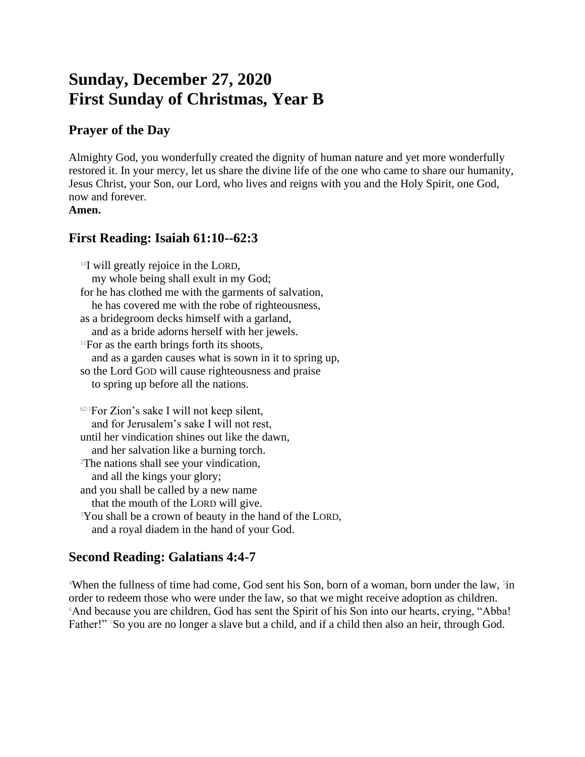# Sunday, December 27, 2020
# First Sunday of Christmas, Year B

## Prayer of the Day

Almighty God, you wonderfully created the dignity of human nature and yet more wonderfully restored it. In your mercy, let us share the divine life of the one who came to share our humanity, Jesus Christ, your Son, our Lord, who lives and reigns with you and the Holy Spirit, one God, now and forever.
**Amen.**

## First Reading: Isaiah 61:10--62:3

[10]I will greatly rejoice in the LORD,
my whole being shall exult in my God;
for he has clothed me with the garments of salvation,
he has covered me with the robe of righteousness,
as a bridegroom decks himself with a garland,
and as a bride adorns herself with her jewels.
[11]For as the earth brings forth its shoots,
and as a garden causes what is sown in it to spring up,
so the Lord GOD will cause righteousness and praise
to spring up before all the nations.

[62:1]For Zion's sake I will not keep silent,
and for Jerusalem's sake I will not rest,
until her vindication shines out like the dawn,
and her salvation like a burning torch.
[2]The nations shall see your vindication,
and all the kings your glory;
and you shall be called by a new name
that the mouth of the LORD will give.
[3]You shall be a crown of beauty in the hand of the LORD,
and a royal diadem in the hand of your God.

## Second Reading: Galatians 4:4-7

[4]When the fullness of time had come, God sent his Son, born of a woman, born under the law, [5]in order to redeem those who were under the law, so that we might receive adoption as children. [6]And because you are children, God has sent the Spirit of his Son into our hearts, crying, "Abba! Father!" [7]So you are no longer a slave but a child, and if a child then also an heir, through God.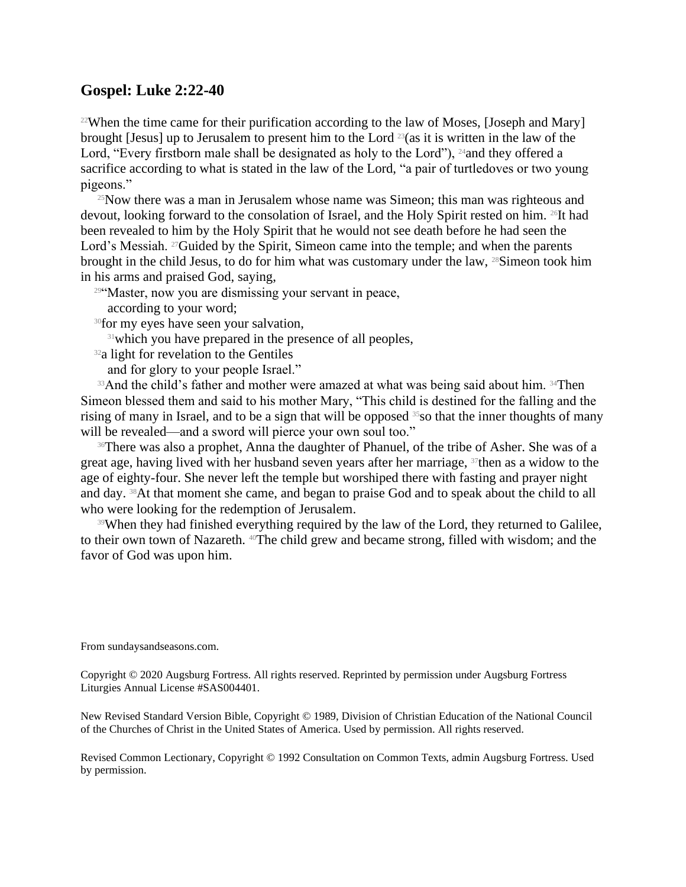## Gospel: Luke 2:22-40

[22]When the time came for their purification according to the law of Moses, [Joseph and Mary] brought [Jesus] up to Jerusalem to present him to the Lord [23](as it is written in the law of the Lord, "Every firstborn male shall be designated as holy to the Lord"), [24]and they offered a sacrifice according to what is stated in the law of the Lord, "a pair of turtledoves or two young pigeons."

[25]Now there was a man in Jerusalem whose name was Simeon; this man was righteous and devout, looking forward to the consolation of Israel, and the Holy Spirit rested on him. [26]It had been revealed to him by the Holy Spirit that he would not see death before he had seen the Lord's Messiah. [27]Guided by the Spirit, Simeon came into the temple; and when the parents brought in the child Jesus, to do for him what was customary under the law, [28]Simeon took him in his arms and praised God, saying,

[29]"Master, now you are dismissing your servant in peace,
according to your word;
[30]for my eyes have seen your salvation,
[31]which you have prepared in the presence of all peoples,
[32]a light for revelation to the Gentiles
and for glory to your people Israel."

[33]And the child's father and mother were amazed at what was being said about him. [34]Then Simeon blessed them and said to his mother Mary, "This child is destined for the falling and the rising of many in Israel, and to be a sign that will be opposed [35]so that the inner thoughts of many will be revealed—and a sword will pierce your own soul too."

[36]There was also a prophet, Anna the daughter of Phanuel, of the tribe of Asher. She was of a great age, having lived with her husband seven years after her marriage, [37]then as a widow to the age of eighty-four. She never left the temple but worshiped there with fasting and prayer night and day. [38]At that moment she came, and began to praise God and to speak about the child to all who were looking for the redemption of Jerusalem.

[39]When they had finished everything required by the law of the Lord, they returned to Galilee, to their own town of Nazareth. [40]The child grew and became strong, filled with wisdom; and the favor of God was upon him.

From sundaysandseasons.com.

Copyright © 2020 Augsburg Fortress. All rights reserved. Reprinted by permission under Augsburg Fortress Liturgies Annual License #SAS004401.

New Revised Standard Version Bible, Copyright © 1989, Division of Christian Education of the National Council of the Churches of Christ in the United States of America. Used by permission. All rights reserved.

Revised Common Lectionary, Copyright © 1992 Consultation on Common Texts, admin Augsburg Fortress. Used by permission.